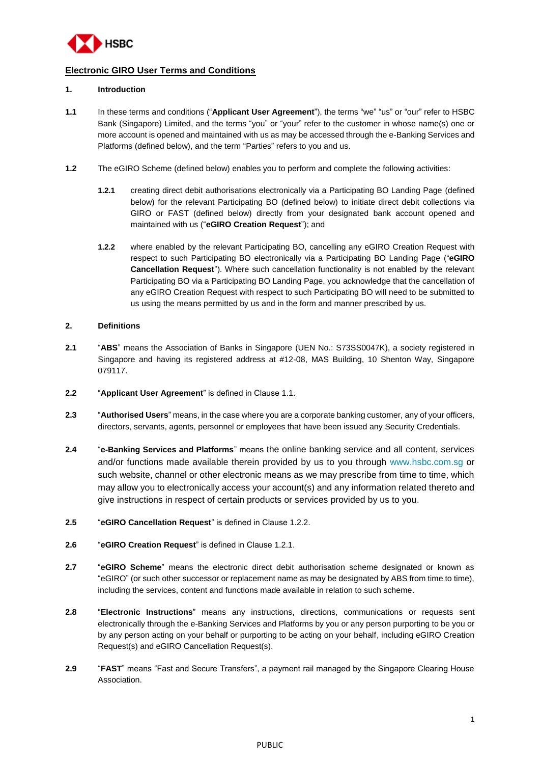## Electronic GIRO User Terms and Conditions

### 1. Introduction

**1.1** In these terms and conditions ("**Applicant User Agreement**"), the terms "we" "us" or "our" refer to HSBC Bank (Singapore) Limited, and the terms "you" or "your" refer to the customer in whose name(s) one or more account is opened and maintained with us as may be accessed through the e-Banking Services and Platforms (defined below), and the term "Parties" refers to you and us.

**1.2** The eGIRO Scheme (defined below) enables you to perform and complete the following activities:

**1.2.1** creating direct debit authorisations electronically via a Participating BO Landing Page (defined below) for the relevant Participating BO (defined below) to initiate direct debit collections via GIRO or FAST (defined below) directly from your designated bank account opened and maintained with us ("**eGIRO Creation Request**"); and

**1.2.2** where enabled by the relevant Participating BO, cancelling any eGIRO Creation Request with respect to such Participating BO electronically via a Participating BO Landing Page ("**eGIRO Cancellation Request**"). Where such cancellation functionality is not enabled by the relevant Participating BO via a Participating BO Landing Page, you acknowledge that the cancellation of any eGIRO Creation Request with respect to such Participating BO will need to be submitted to us using the means permitted by us and in the form and manner prescribed by us.

### 2. Definitions

**2.1** "**ABS**" means the Association of Banks in Singapore (UEN No.: S73SS0047K), a society registered in Singapore and having its registered address at #12-08, MAS Building, 10 Shenton Way, Singapore 079117.

**2.2** "**Applicant User Agreement**" is defined in Clause 1.1.

**2.3** "**Authorised Users**" means, in the case where you are a corporate banking customer, any of your officers, directors, servants, agents, personnel or employees that have been issued any Security Credentials.

**2.4** "**e-Banking Services and Platforms**" means the online banking service and all content, services and/or functions made available therein provided by us to you through www.hsbc.com.sg or such website, channel or other electronic means as we may prescribe from time to time, which may allow you to electronically access your account(s) and any information related thereto and give instructions in respect of certain products or services provided by us to you.

**2.5** "**eGIRO Cancellation Request**" is defined in Clause 1.2.2.

**2.6** "**eGIRO Creation Request**" is defined in Clause 1.2.1.

**2.7** "**eGIRO Scheme**" means the electronic direct debit authorisation scheme designated or known as "eGIRO" (or such other successor or replacement name as may be designated by ABS from time to time), including the services, content and functions made available in relation to such scheme.

**2.8** "**Electronic Instructions**" means any instructions, directions, communications or requests sent electronically through the e-Banking Services and Platforms by you or any person purporting to be you or by any person acting on your behalf or purporting to be acting on your behalf, including eGIRO Creation Request(s) and eGIRO Cancellation Request(s).

**2.9** "**FAST**" means "Fast and Secure Transfers", a payment rail managed by the Singapore Clearing House Association.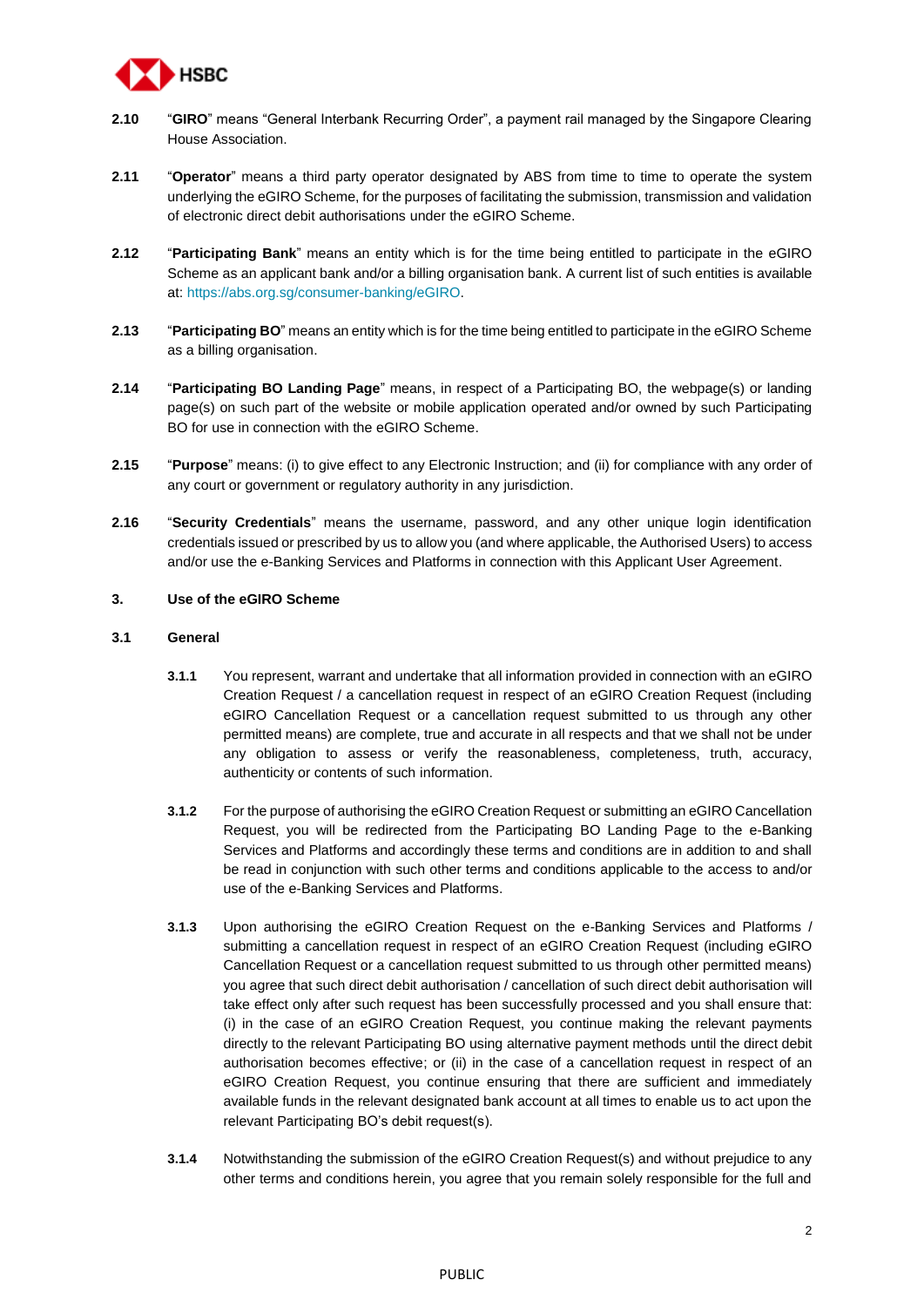**2.10** "**GIRO**" means "General Interbank Recurring Order", a payment rail managed by the Singapore Clearing House Association.

**2.11** "**Operator**" means a third party operator designated by ABS from time to time to operate the system underlying the eGIRO Scheme, for the purposes of facilitating the submission, transmission and validation of electronic direct debit authorisations under the eGIRO Scheme.

**2.12** "**Participating Bank**" means an entity which is for the time being entitled to participate in the eGIRO Scheme as an applicant bank and/or a billing organisation bank. A current list of such entities is available at: https://abs.org.sg/consumer-banking/eGIRO.

**2.13** "**Participating BO**" means an entity which is for the time being entitled to participate in the eGIRO Scheme as a billing organisation.

**2.14** "**Participating BO Landing Page**" means, in respect of a Participating BO, the webpage(s) or landing page(s) on such part of the website or mobile application operated and/or owned by such Participating BO for use in connection with the eGIRO Scheme.

**2.15** "**Purpose**" means: (i) to give effect to any Electronic Instruction; and (ii) for compliance with any order of any court or government or regulatory authority in any jurisdiction.

**2.16** "**Security Credentials**" means the username, password, and any other unique login identification credentials issued or prescribed by us to allow you (and where applicable, the Authorised Users) to access and/or use the e-Banking Services and Platforms in connection with this Applicant User Agreement.

## 3. Use of the eGIRO Scheme

### 3.1 General

**3.1.1** You represent, warrant and undertake that all information provided in connection with an eGIRO Creation Request / a cancellation request in respect of an eGIRO Creation Request (including eGIRO Cancellation Request or a cancellation request submitted to us through any other permitted means) are complete, true and accurate in all respects and that we shall not be under any obligation to assess or verify the reasonableness, completeness, truth, accuracy, authenticity or contents of such information.

**3.1.2** For the purpose of authorising the eGIRO Creation Request or submitting an eGIRO Cancellation Request, you will be redirected from the Participating BO Landing Page to the e-Banking Services and Platforms and accordingly these terms and conditions are in addition to and shall be read in conjunction with such other terms and conditions applicable to the access to and/or use of the e-Banking Services and Platforms.

**3.1.3** Upon authorising the eGIRO Creation Request on the e-Banking Services and Platforms / submitting a cancellation request in respect of an eGIRO Creation Request (including eGIRO Cancellation Request or a cancellation request submitted to us through other permitted means) you agree that such direct debit authorisation / cancellation of such direct debit authorisation will take effect only after such request has been successfully processed and you shall ensure that: (i) in the case of an eGIRO Creation Request, you continue making the relevant payments directly to the relevant Participating BO using alternative payment methods until the direct debit authorisation becomes effective; or (ii) in the case of a cancellation request in respect of an eGIRO Creation Request, you continue ensuring that there are sufficient and immediately available funds in the relevant designated bank account at all times to enable us to act upon the relevant Participating BO's debit request(s).

**3.1.4** Notwithstanding the submission of the eGIRO Creation Request(s) and without prejudice to any other terms and conditions herein, you agree that you remain solely responsible for the full and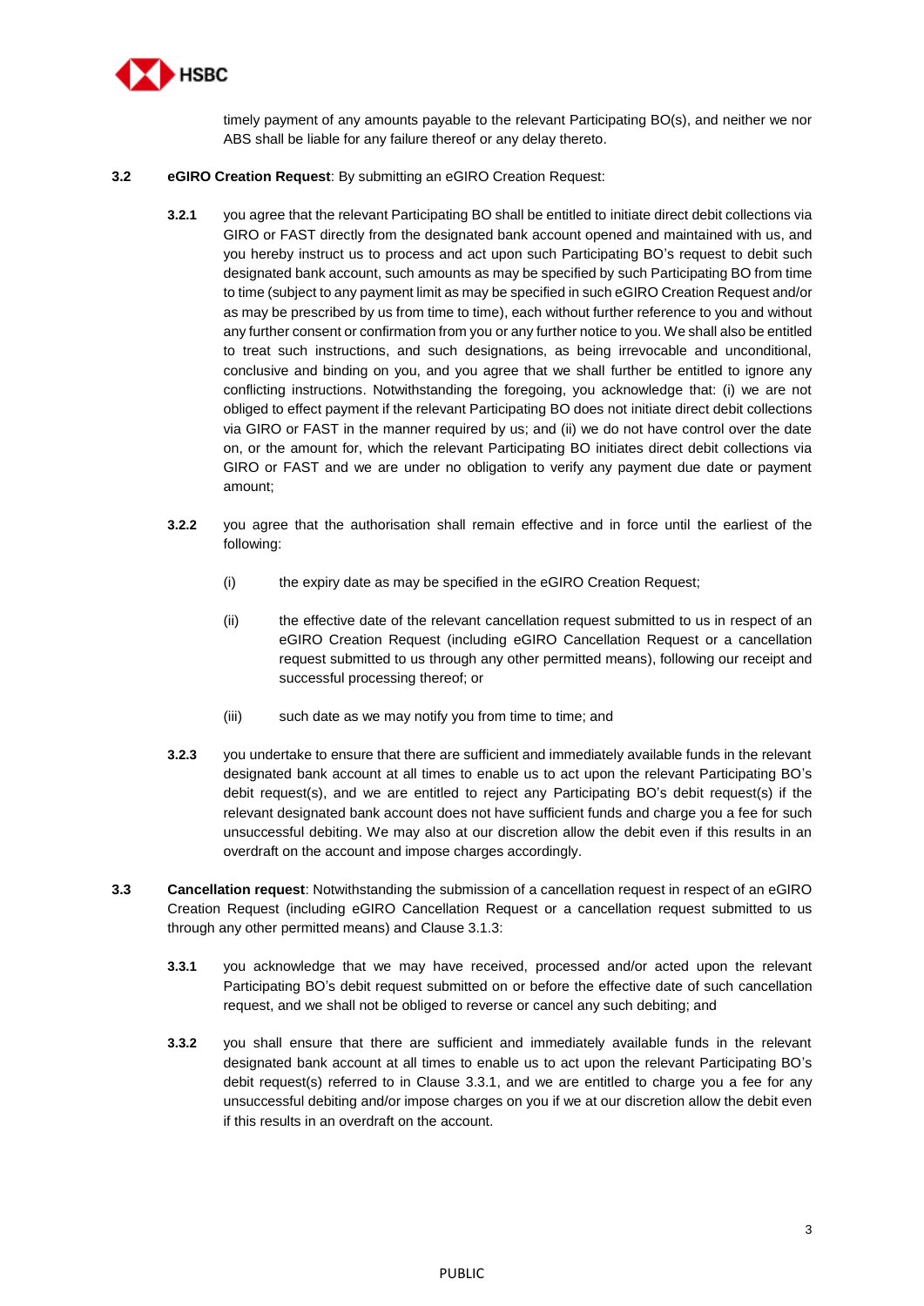timely payment of any amounts payable to the relevant Participating BO(s), and neither we nor ABS shall be liable for any failure thereof or any delay thereto.

**3.2** **eGIRO Creation Request**: By submitting an eGIRO Creation Request:

**3.2.1** you agree that the relevant Participating BO shall be entitled to initiate direct debit collections via GIRO or FAST directly from the designated bank account opened and maintained with us, and you hereby instruct us to process and act upon such Participating BO's request to debit such designated bank account, such amounts as may be specified by such Participating BO from time to time (subject to any payment limit as may be specified in such eGIRO Creation Request and/or as may be prescribed by us from time to time), each without further reference to you and without any further consent or confirmation from you or any further notice to you. We shall also be entitled to treat such instructions, and such designations, as being irrevocable and unconditional, conclusive and binding on you, and you agree that we shall further be entitled to ignore any conflicting instructions. Notwithstanding the foregoing, you acknowledge that: (i) we are not obliged to effect payment if the relevant Participating BO does not initiate direct debit collections via GIRO or FAST in the manner required by us; and (ii) we do not have control over the date on, or the amount for, which the relevant Participating BO initiates direct debit collections via GIRO or FAST and we are under no obligation to verify any payment due date or payment amount;

**3.2.2** you agree that the authorisation shall remain effective and in force until the earliest of the following:

(i) the expiry date as may be specified in the eGIRO Creation Request;

(ii) the effective date of the relevant cancellation request submitted to us in respect of an eGIRO Creation Request (including eGIRO Cancellation Request or a cancellation request submitted to us through any other permitted means), following our receipt and successful processing thereof; or

(iii) such date as we may notify you from time to time; and

**3.2.3** you undertake to ensure that there are sufficient and immediately available funds in the relevant designated bank account at all times to enable us to act upon the relevant Participating BO's debit request(s), and we are entitled to reject any Participating BO's debit request(s) if the relevant designated bank account does not have sufficient funds and charge you a fee for such unsuccessful debiting. We may also at our discretion allow the debit even if this results in an overdraft on the account and impose charges accordingly.

**3.3** **Cancellation request**: Notwithstanding the submission of a cancellation request in respect of an eGIRO Creation Request (including eGIRO Cancellation Request or a cancellation request submitted to us through any other permitted means) and Clause 3.1.3:

**3.3.1** you acknowledge that we may have received, processed and/or acted upon the relevant Participating BO's debit request submitted on or before the effective date of such cancellation request, and we shall not be obliged to reverse or cancel any such debiting; and

**3.3.2** you shall ensure that there are sufficient and immediately available funds in the relevant designated bank account at all times to enable us to act upon the relevant Participating BO's debit request(s) referred to in Clause 3.3.1, and we are entitled to charge you a fee for any unsuccessful debiting and/or impose charges on you if we at our discretion allow the debit even if this results in an overdraft on the account.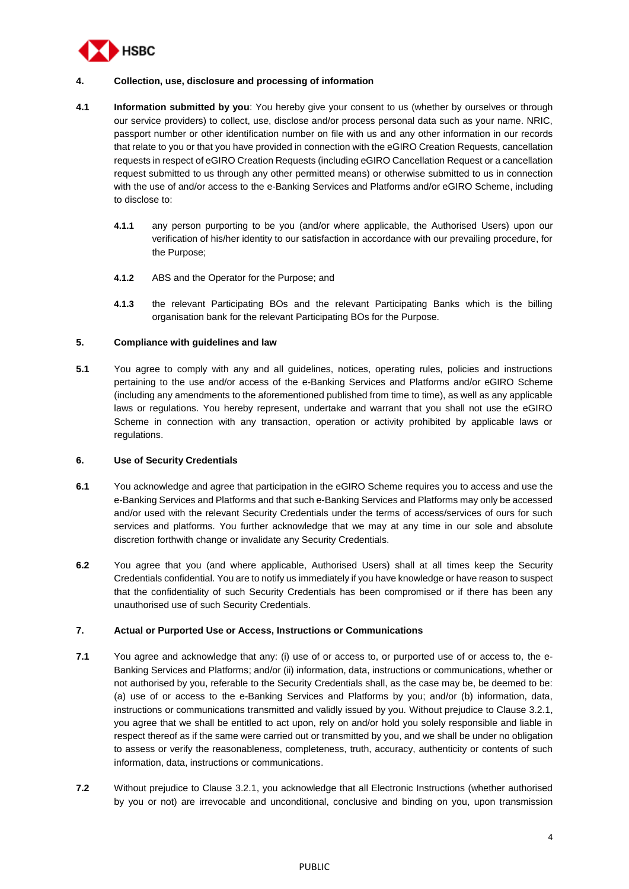**4. Collection, use, disclosure and processing of information**

**4.1** **Information submitted by you**: You hereby give your consent to us (whether by ourselves or through our service providers) to collect, use, disclose and/or process personal data such as your name. NRIC, passport number or other identification number on file with us and any other information in our records that relate to you or that you have provided in connection with the eGIRO Creation Requests, cancellation requests in respect of eGIRO Creation Requests (including eGIRO Cancellation Request or a cancellation request submitted to us through any other permitted means) or otherwise submitted to us in connection with the use of and/or access to the e-Banking Services and Platforms and/or eGIRO Scheme, including to disclose to:

**4.1.1** any person purporting to be you (and/or where applicable, the Authorised Users) upon our verification of his/her identity to our satisfaction in accordance with our prevailing procedure, for the Purpose;

**4.1.2** ABS and the Operator for the Purpose; and

**4.1.3** the relevant Participating BOs and the relevant Participating Banks which is the billing organisation bank for the relevant Participating BOs for the Purpose.

**5. Compliance with guidelines and law**

**5.1** You agree to comply with any and all guidelines, notices, operating rules, policies and instructions pertaining to the use and/or access of the e-Banking Services and Platforms and/or eGIRO Scheme (including any amendments to the aforementioned published from time to time), as well as any applicable laws or regulations. You hereby represent, undertake and warrant that you shall not use the eGIRO Scheme in connection with any transaction, operation or activity prohibited by applicable laws or regulations.

**6. Use of Security Credentials**

**6.1** You acknowledge and agree that participation in the eGIRO Scheme requires you to access and use the e-Banking Services and Platforms and that such e-Banking Services and Platforms may only be accessed and/or used with the relevant Security Credentials under the terms of access/services of ours for such services and platforms. You further acknowledge that we may at any time in our sole and absolute discretion forthwith change or invalidate any Security Credentials.

**6.2** You agree that you (and where applicable, Authorised Users) shall at all times keep the Security Credentials confidential. You are to notify us immediately if you have knowledge or have reason to suspect that the confidentiality of such Security Credentials has been compromised or if there has been any unauthorised use of such Security Credentials.

**7. Actual or Purported Use or Access, Instructions or Communications**

**7.1** You agree and acknowledge that any: (i) use of or access to, or purported use of or access to, the e-Banking Services and Platforms; and/or (ii) information, data, instructions or communications, whether or not authorised by you, referable to the Security Credentials shall, as the case may be, be deemed to be: (a) use of or access to the e-Banking Services and Platforms by you; and/or (b) information, data, instructions or communications transmitted and validly issued by you. Without prejudice to Clause 3.2.1, you agree that we shall be entitled to act upon, rely on and/or hold you solely responsible and liable in respect thereof as if the same were carried out or transmitted by you, and we shall be under no obligation to assess or verify the reasonableness, completeness, truth, accuracy, authenticity or contents of such information, data, instructions or communications.

**7.2** Without prejudice to Clause 3.2.1, you acknowledge that all Electronic Instructions (whether authorised by you or not) are irrevocable and unconditional, conclusive and binding on you, upon transmission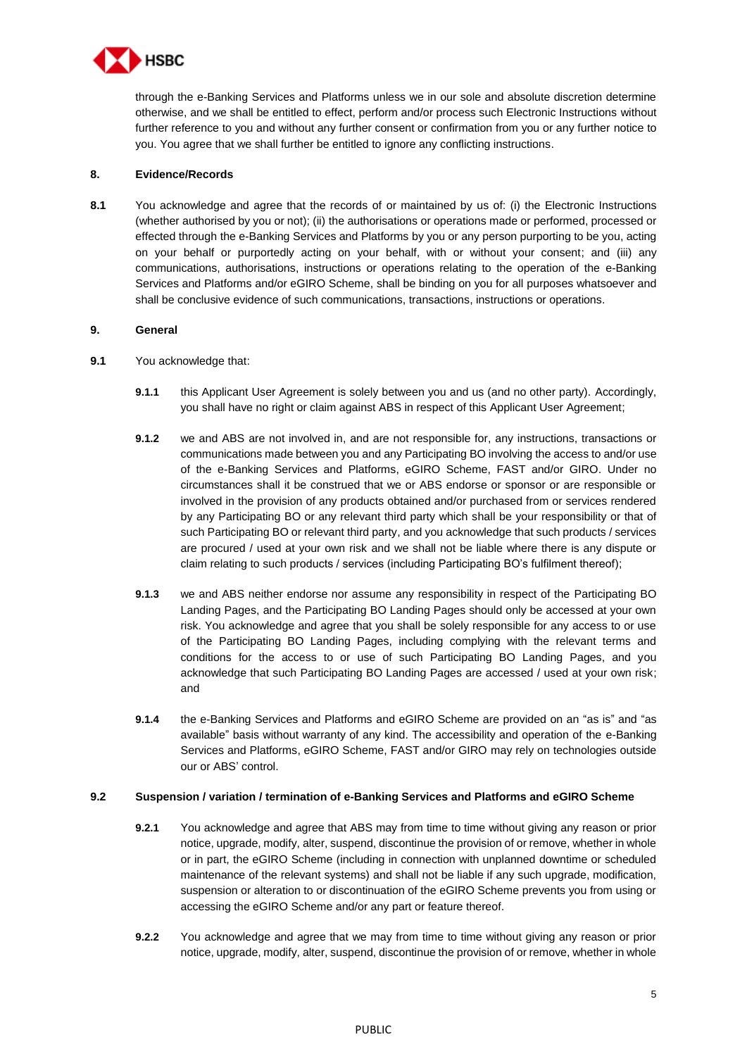through the e-Banking Services and Platforms unless we in our sole and absolute discretion determine otherwise, and we shall be entitled to effect, perform and/or process such Electronic Instructions without further reference to you and without any further consent or confirmation from you or any further notice to you. You agree that we shall further be entitled to ignore any conflicting instructions.

**8. Evidence/Records**

**8.1** You acknowledge and agree that the records of or maintained by us of: (i) the Electronic Instructions (whether authorised by you or not); (ii) the authorisations or operations made or performed, processed or effected through the e-Banking Services and Platforms by you or any person purporting to be you, acting on your behalf or purportedly acting on your behalf, with or without your consent; and (iii) any communications, authorisations, instructions or operations relating to the operation of the e-Banking Services and Platforms and/or eGIRO Scheme, shall be binding on you for all purposes whatsoever and shall be conclusive evidence of such communications, transactions, instructions or operations.

**9. General**

**9.1** You acknowledge that:

**9.1.1** this Applicant User Agreement is solely between you and us (and no other party). Accordingly, you shall have no right or claim against ABS in respect of this Applicant User Agreement;

**9.1.2** we and ABS are not involved in, and are not responsible for, any instructions, transactions or communications made between you and any Participating BO involving the access to and/or use of the e-Banking Services and Platforms, eGIRO Scheme, FAST and/or GIRO. Under no circumstances shall it be construed that we or ABS endorse or sponsor or are responsible or involved in the provision of any products obtained and/or purchased from or services rendered by any Participating BO or any relevant third party which shall be your responsibility or that of such Participating BO or relevant third party, and you acknowledge that such products / services are procured / used at your own risk and we shall not be liable where there is any dispute or claim relating to such products / services (including Participating BO's fulfilment thereof);

**9.1.3** we and ABS neither endorse nor assume any responsibility in respect of the Participating BO Landing Pages, and the Participating BO Landing Pages should only be accessed at your own risk. You acknowledge and agree that you shall be solely responsible for any access to or use of the Participating BO Landing Pages, including complying with the relevant terms and conditions for the access to or use of such Participating BO Landing Pages, and you acknowledge that such Participating BO Landing Pages are accessed / used at your own risk; and

**9.1.4** the e-Banking Services and Platforms and eGIRO Scheme are provided on an "as is" and "as available" basis without warranty of any kind. The accessibility and operation of the e-Banking Services and Platforms, eGIRO Scheme, FAST and/or GIRO may rely on technologies outside our or ABS' control.

**9.2 Suspension / variation / termination of e-Banking Services and Platforms and eGIRO Scheme**

**9.2.1** You acknowledge and agree that ABS may from time to time without giving any reason or prior notice, upgrade, modify, alter, suspend, discontinue the provision of or remove, whether in whole or in part, the eGIRO Scheme (including in connection with unplanned downtime or scheduled maintenance of the relevant systems) and shall not be liable if any such upgrade, modification, suspension or alteration to or discontinuation of the eGIRO Scheme prevents you from using or accessing the eGIRO Scheme and/or any part or feature thereof.

**9.2.2** You acknowledge and agree that we may from time to time without giving any reason or prior notice, upgrade, modify, alter, suspend, discontinue the provision of or remove, whether in whole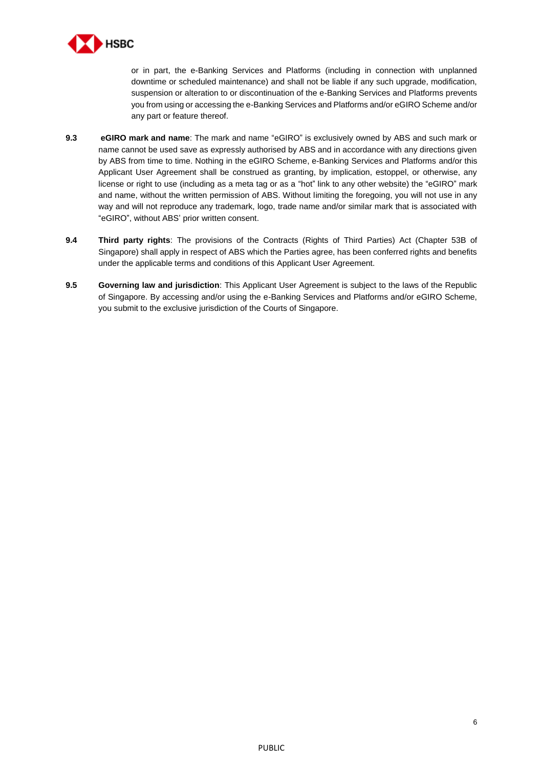or in part, the e-Banking Services and Platforms (including in connection with unplanned downtime or scheduled maintenance) and shall not be liable if any such upgrade, modification, suspension or alteration to or discontinuation of the e-Banking Services and Platforms prevents you from using or accessing the e-Banking Services and Platforms and/or eGIRO Scheme and/or any part or feature thereof.

**9.3** **eGIRO mark and name**: The mark and name "eGIRO" is exclusively owned by ABS and such mark or name cannot be used save as expressly authorised by ABS and in accordance with any directions given by ABS from time to time. Nothing in the eGIRO Scheme, e-Banking Services and Platforms and/or this Applicant User Agreement shall be construed as granting, by implication, estoppel, or otherwise, any license or right to use (including as a meta tag or as a "hot" link to any other website) the "eGIRO" mark and name, without the written permission of ABS. Without limiting the foregoing, you will not use in any way and will not reproduce any trademark, logo, trade name and/or similar mark that is associated with "eGIRO", without ABS' prior written consent.

**9.4** **Third party rights**: The provisions of the Contracts (Rights of Third Parties) Act (Chapter 53B of Singapore) shall apply in respect of ABS which the Parties agree, has been conferred rights and benefits under the applicable terms and conditions of this Applicant User Agreement.

**9.5** **Governing law and jurisdiction**: This Applicant User Agreement is subject to the laws of the Republic of Singapore. By accessing and/or using the e-Banking Services and Platforms and/or eGIRO Scheme, you submit to the exclusive jurisdiction of the Courts of Singapore.